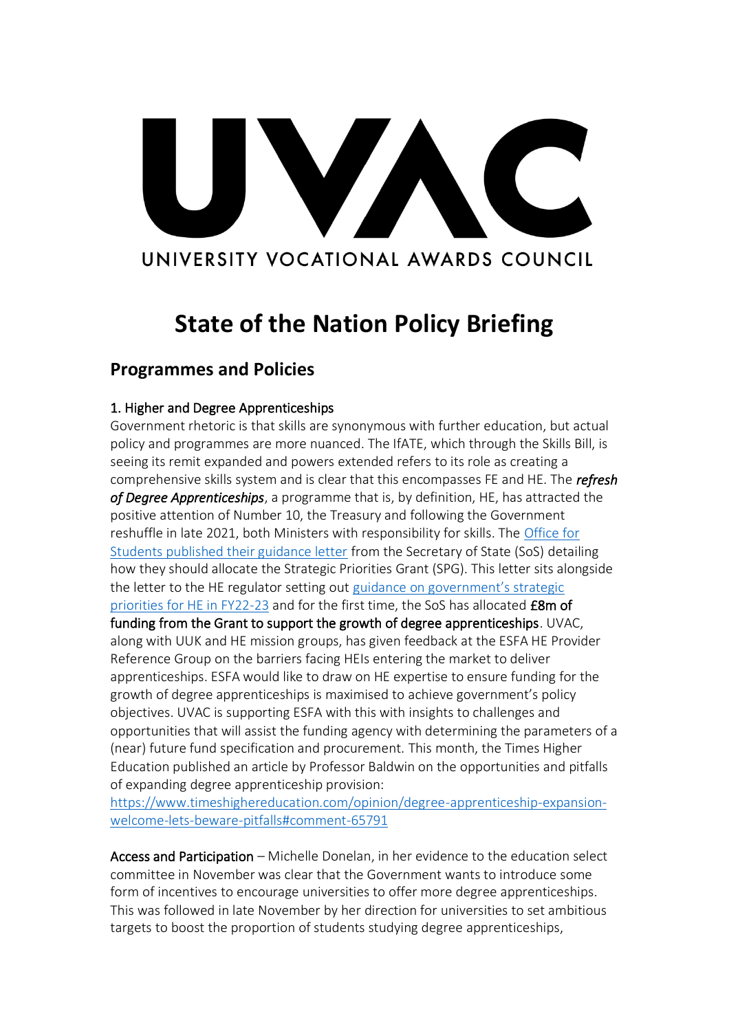UVAC

UNIVERSITY VOCATIONAL AWARDS COUNCIL

# State of the Nation Policy Briefing

## Programmes and Policies

### 1. Higher and Degree Apprenticeships

Government rhetoric is that skills are synonymous with further education, but actual policy and programmes are more nuanced. The IfATE, which through the Skills Bill, is seeing its remit expanded and powers extended refers to its role as creating a comprehensive skills system and is clear that this encompasses FE and HE. The ***refresh of Degree Apprenticeships***, a programme that is, by definition, HE, has attracted the positive attention of Number 10, the Treasury and following the Government reshuffle in late 2021, both Ministers with responsibility for skills. The [Office for Students published their guidance letter](#) from the Secretary of State (SoS) detailing how they should allocate the Strategic Priorities Grant (SPG). This letter sits alongside the letter to the HE regulator setting out [guidance on government's strategic priorities for HE in FY22-23](#) and for the first time, the SoS has allocated **£8m of funding from the Grant to support the growth of degree apprenticeships**. UVAC, along with UUK and HE mission groups, has given feedback at the ESFA HE Provider Reference Group on the barriers facing HEIs entering the market to deliver apprenticeships. ESFA would like to draw on HE expertise to ensure funding for the growth of degree apprenticeships is maximised to achieve government's policy objectives. UVAC is supporting ESFA with this with insights to challenges and opportunities that will assist the funding agency with determining the parameters of a (near) future fund specification and procurement. This month, the Times Higher Education published an article by Professor Baldwin on the opportunities and pitfalls of expanding degree apprenticeship provision:
https://www.timeshighereducation.com/opinion/degree-apprenticeship-expansion-welcome-lets-beware-pitfalls#comment-65791

**Access and Participation** – Michelle Donelan, in her evidence to the education select committee in November was clear that the Government wants to introduce some form of incentives to encourage universities to offer more degree apprenticeships. This was followed in late November by her direction for universities to set ambitious targets to boost the proportion of students studying degree apprenticeships,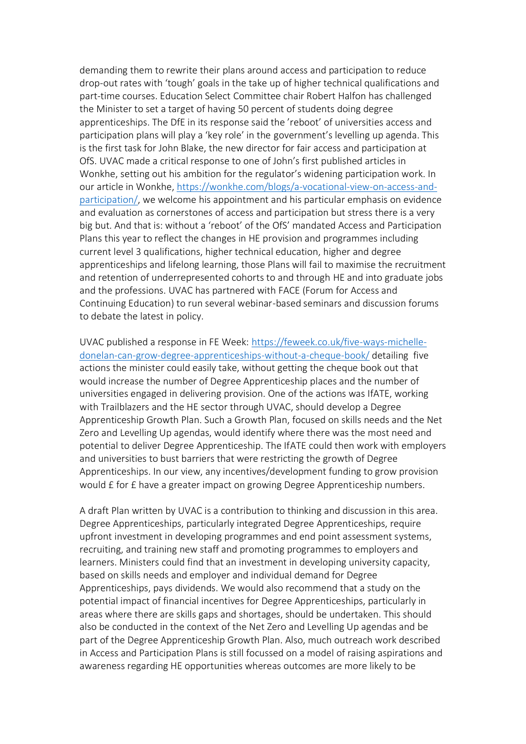demanding them to rewrite their plans around access and participation to reduce drop-out rates with 'tough' goals in the take up of higher technical qualifications and part-time courses. Education Select Committee chair Robert Halfon has challenged the Minister to set a target of having 50 percent of students doing degree apprenticeships. The DfE in its response said the 'reboot' of universities access and participation plans will play a 'key role' in the government's levelling up agenda. This is the first task for John Blake, the new director for fair access and participation at OfS. UVAC made a critical response to one of John's first published articles in Wonkhe, setting out his ambition for the regulator's widening participation work. In our article in Wonkhe, [https://wonkhe.com/blogs/a-vocational-view-on-access-and-participation/](https://wonkhe.com/blogs/a-vocational-view-on-access-and-participation/), we welcome his appointment and his particular emphasis on evidence and evaluation as cornerstones of access and participation but stress there is a very big but. And that is: without a 'reboot' of the OfS' mandated Access and Participation Plans this year to reflect the changes in HE provision and programmes including current level 3 qualifications, higher technical education, higher and degree apprenticeships and lifelong learning, those Plans will fail to maximise the recruitment and retention of underrepresented cohorts to and through HE and into graduate jobs and the professions. UVAC has partnered with FACE (Forum for Access and Continuing Education) to run several webinar-based seminars and discussion forums to debate the latest in policy.

UVAC published a response in FE Week: [https://feweek.co.uk/five-ways-michelle-donelan-can-grow-degree-apprenticeships-without-a-cheque-book/](https://feweek.co.uk/five-ways-michelle-donelan-can-grow-degree-apprenticeships-without-a-cheque-book/) detailing five actions the minister could easily take, without getting the cheque book out that would increase the number of Degree Apprenticeship places and the number of universities engaged in delivering provision. One of the actions was IfATE, working with Trailblazers and the HE sector through UVAC, should develop a Degree Apprenticeship Growth Plan. Such a Growth Plan, focused on skills needs and the Net Zero and Levelling Up agendas, would identify where there was the most need and potential to deliver Degree Apprenticeship. The IfATE could then work with employers and universities to bust barriers that were restricting the growth of Degree Apprenticeships. In our view, any incentives/development funding to grow provision would £ for £ have a greater impact on growing Degree Apprenticeship numbers.

A draft Plan written by UVAC is a contribution to thinking and discussion in this area. Degree Apprenticeships, particularly integrated Degree Apprenticeships, require upfront investment in developing programmes and end point assessment systems, recruiting, and training new staff and promoting programmes to employers and learners. Ministers could find that an investment in developing university capacity, based on skills needs and employer and individual demand for Degree Apprenticeships, pays dividends. We would also recommend that a study on the potential impact of financial incentives for Degree Apprenticeships, particularly in areas where there are skills gaps and shortages, should be undertaken. This should also be conducted in the context of the Net Zero and Levelling Up agendas and be part of the Degree Apprenticeship Growth Plan. Also, much outreach work described in Access and Participation Plans is still focussed on a model of raising aspirations and awareness regarding HE opportunities whereas outcomes are more likely to be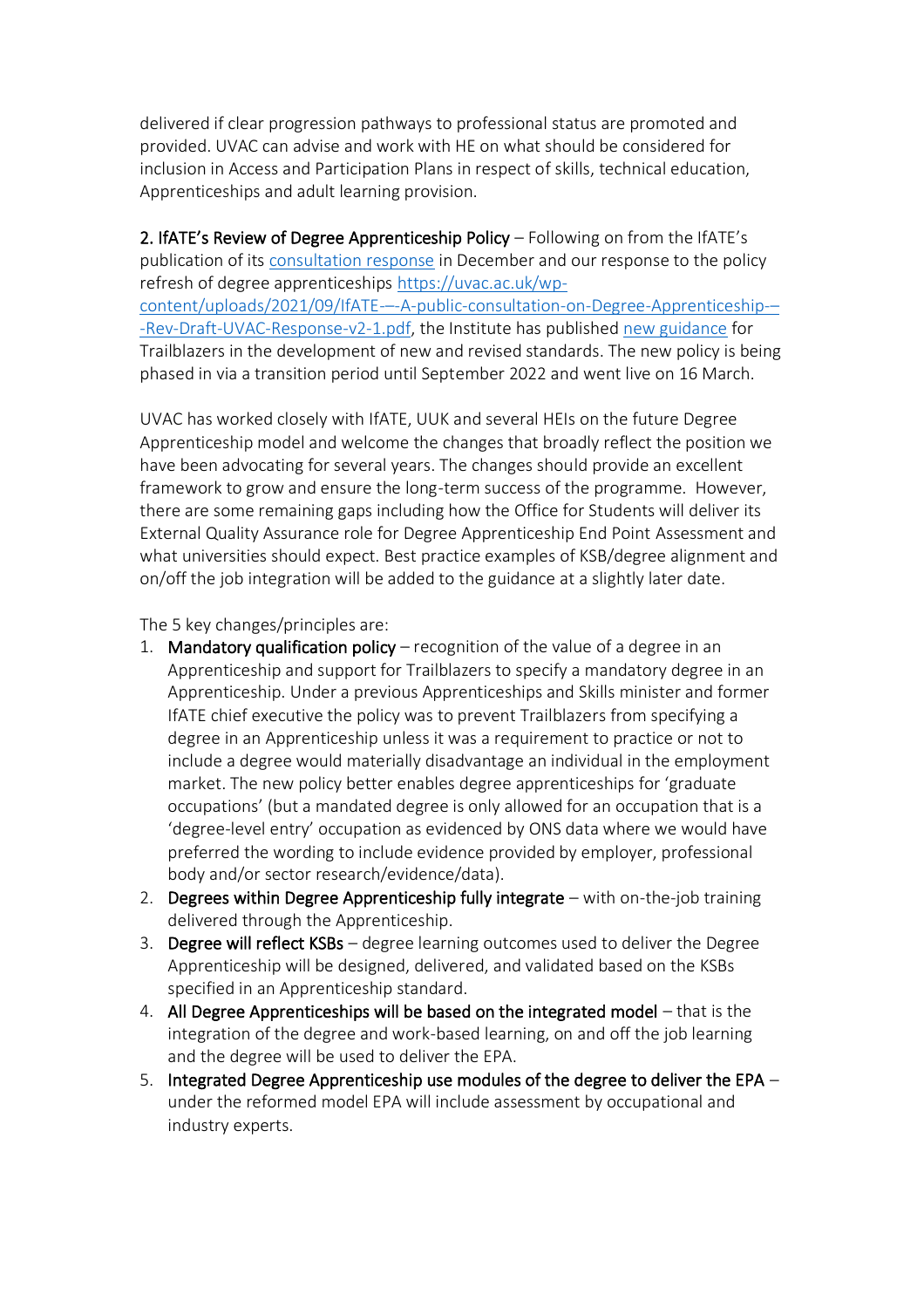delivered if clear progression pathways to professional status are promoted and provided. UVAC can advise and work with HE on what should be considered for inclusion in Access and Participation Plans in respect of skills, technical education, Apprenticeships and adult learning provision.

**2. IfATE's Review of Degree Apprenticeship Policy** – Following on from the IfATE's publication of its consultation response in December and our response to the policy refresh of degree apprenticeships https://uvac.ac.uk/wp-content/uploads/2021/09/IfATE-–-A-public-consultation-on-Degree-Apprenticeship-–-Rev-Draft-UVAC-Response-v2-1.pdf, the Institute has published new guidance for Trailblazers in the development of new and revised standards. The new policy is being phased in via a transition period until September 2022 and went live on 16 March.

UVAC has worked closely with IfATE, UUK and several HEIs on the future Degree Apprenticeship model and welcome the changes that broadly reflect the position we have been advocating for several years. The changes should provide an excellent framework to grow and ensure the long-term success of the programme. However, there are some remaining gaps including how the Office for Students will deliver its External Quality Assurance role for Degree Apprenticeship End Point Assessment and what universities should expect. Best practice examples of KSB/degree alignment and on/off the job integration will be added to the guidance at a slightly later date.

The 5 key changes/principles are:

1. **Mandatory qualification policy** – recognition of the value of a degree in an Apprenticeship and support for Trailblazers to specify a mandatory degree in an Apprenticeship. Under a previous Apprenticeships and Skills minister and former IfATE chief executive the policy was to prevent Trailblazers from specifying a degree in an Apprenticeship unless it was a requirement to practice or not to include a degree would materially disadvantage an individual in the employment market. The new policy better enables degree apprenticeships for 'graduate occupations' (but a mandated degree is only allowed for an occupation that is a 'degree-level entry' occupation as evidenced by ONS data where we would have preferred the wording to include evidence provided by employer, professional body and/or sector research/evidence/data).
2. **Degrees within Degree Apprenticeship fully integrate** – with on-the-job training delivered through the Apprenticeship.
3. **Degree will reflect KSBs** – degree learning outcomes used to deliver the Degree Apprenticeship will be designed, delivered, and validated based on the KSBs specified in an Apprenticeship standard.
4. **All Degree Apprenticeships will be based on the integrated model** – that is the integration of the degree and work-based learning, on and off the job learning and the degree will be used to deliver the EPA.
5. **Integrated Degree Apprenticeship use modules of the degree to deliver the EPA** – under the reformed model EPA will include assessment by occupational and industry experts.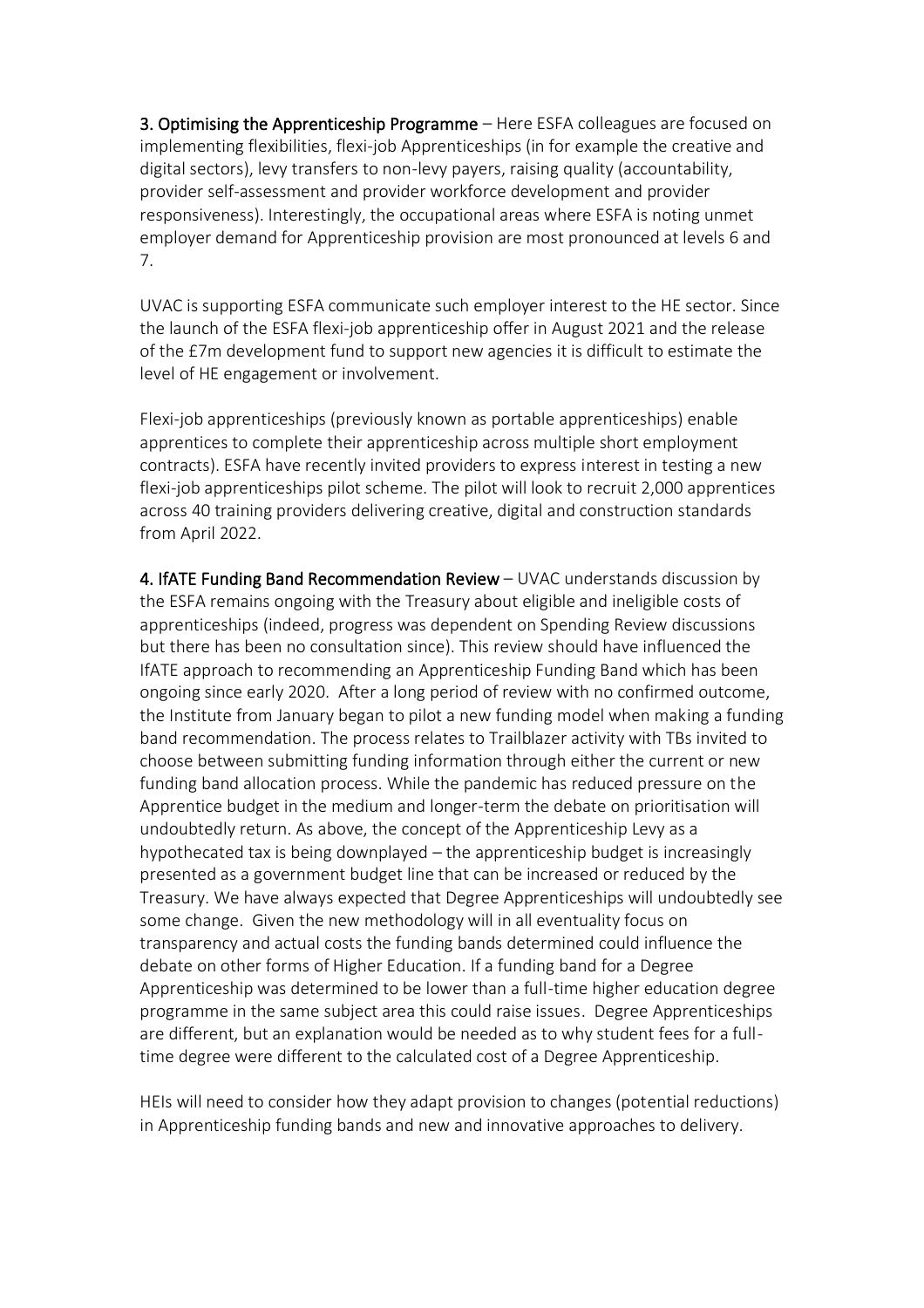**3. Optimising the Apprenticeship Programme** – Here ESFA colleagues are focused on implementing flexibilities, flexi-job Apprenticeships (in for example the creative and digital sectors), levy transfers to non-levy payers, raising quality (accountability, provider self-assessment and provider workforce development and provider responsiveness). Interestingly, the occupational areas where ESFA is noting unmet employer demand for Apprenticeship provision are most pronounced at levels 6 and 7.

UVAC is supporting ESFA communicate such employer interest to the HE sector. Since the launch of the ESFA flexi-job apprenticeship offer in August 2021 and the release of the £7m development fund to support new agencies it is difficult to estimate the level of HE engagement or involvement.

Flexi-job apprenticeships (previously known as portable apprenticeships) enable apprentices to complete their apprenticeship across multiple short employment contracts). ESFA have recently invited providers to express interest in testing a new flexi-job apprenticeships pilot scheme. The pilot will look to recruit 2,000 apprentices across 40 training providers delivering creative, digital and construction standards from April 2022.

**4. IfATE Funding Band Recommendation Review** – UVAC understands discussion by the ESFA remains ongoing with the Treasury about eligible and ineligible costs of apprenticeships (indeed, progress was dependent on Spending Review discussions but there has been no consultation since). This review should have influenced the IfATE approach to recommending an Apprenticeship Funding Band which has been ongoing since early 2020. After a long period of review with no confirmed outcome, the Institute from January began to pilot a new funding model when making a funding band recommendation. The process relates to Trailblazer activity with TBs invited to choose between submitting funding information through either the current or new funding band allocation process. While the pandemic has reduced pressure on the Apprentice budget in the medium and longer-term the debate on prioritisation will undoubtedly return. As above, the concept of the Apprenticeship Levy as a hypothecated tax is being downplayed – the apprenticeship budget is increasingly presented as a government budget line that can be increased or reduced by the Treasury. We have always expected that Degree Apprenticeships will undoubtedly see some change. Given the new methodology will in all eventuality focus on transparency and actual costs the funding bands determined could influence the debate on other forms of Higher Education. If a funding band for a Degree Apprenticeship was determined to be lower than a full-time higher education degree programme in the same subject area this could raise issues. Degree Apprenticeships are different, but an explanation would be needed as to why student fees for a full-time degree were different to the calculated cost of a Degree Apprenticeship.

HEIs will need to consider how they adapt provision to changes (potential reductions) in Apprenticeship funding bands and new and innovative approaches to delivery.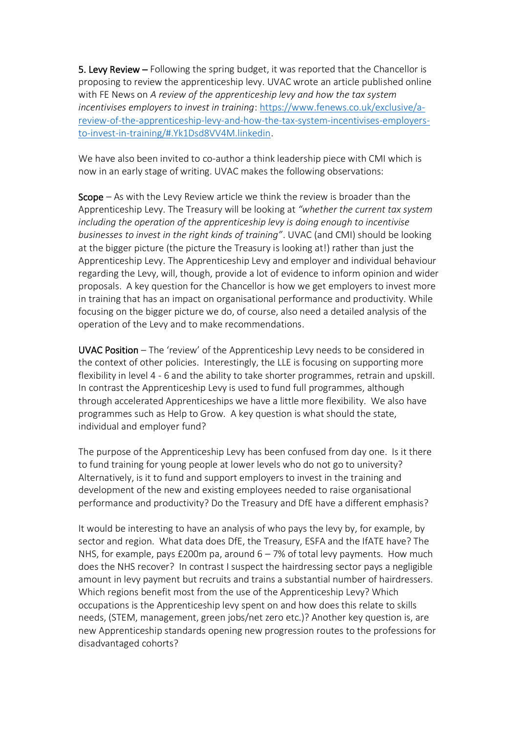**5. Levy Review –** Following the spring budget, it was reported that the Chancellor is proposing to review the apprenticeship levy. UVAC wrote an article published online with FE News on *A review of the apprenticeship levy and how the tax system incentivises employers to invest in training*: [https://www.fenews.co.uk/exclusive/a-review-of-the-apprenticeship-levy-and-how-the-tax-system-incentivises-employers-to-invest-in-training/#.Yk1Dsd8VV4M.linkedin](https://www.fenews.co.uk/exclusive/a-review-of-the-apprenticeship-levy-and-how-the-tax-system-incentivises-employers-to-invest-in-training/#.Yk1Dsd8VV4M.linkedin).

We have also been invited to co-author a think leadership piece with CMI which is now in an early stage of writing. UVAC makes the following observations:

**Scope** – As with the Levy Review article we think the review is broader than the Apprenticeship Levy. The Treasury will be looking at *"whether the current tax system including the operation of the apprenticeship levy is doing enough to incentivise businesses to invest in the right kinds of training"*. UVAC (and CMI) should be looking at the bigger picture (the picture the Treasury is looking at!) rather than just the Apprenticeship Levy. The Apprenticeship Levy and employer and individual behaviour regarding the Levy, will, though, provide a lot of evidence to inform opinion and wider proposals. A key question for the Chancellor is how we get employers to invest more in training that has an impact on organisational performance and productivity. While focusing on the bigger picture we do, of course, also need a detailed analysis of the operation of the Levy and to make recommendations.

**UVAC Position** – The 'review' of the Apprenticeship Levy needs to be considered in the context of other policies. Interestingly, the LLE is focusing on supporting more flexibility in level 4 - 6 and the ability to take shorter programmes, retrain and upskill. In contrast the Apprenticeship Levy is used to fund full programmes, although through accelerated Apprenticeships we have a little more flexibility. We also have programmes such as Help to Grow. A key question is what should the state, individual and employer fund?

The purpose of the Apprenticeship Levy has been confused from day one. Is it there to fund training for young people at lower levels who do not go to university? Alternatively, is it to fund and support employers to invest in the training and development of the new and existing employees needed to raise organisational performance and productivity? Do the Treasury and DfE have a different emphasis?

It would be interesting to have an analysis of who pays the levy by, for example, by sector and region. What data does DfE, the Treasury, ESFA and the IfATE have? The NHS, for example, pays £200m pa, around 6 – 7% of total levy payments. How much does the NHS recover? In contrast I suspect the hairdressing sector pays a negligible amount in levy payment but recruits and trains a substantial number of hairdressers. Which regions benefit most from the use of the Apprenticeship Levy? Which occupations is the Apprenticeship levy spent on and how does this relate to skills needs, (STEM, management, green jobs/net zero etc.)? Another key question is, are new Apprenticeship standards opening new progression routes to the professions for disadvantaged cohorts?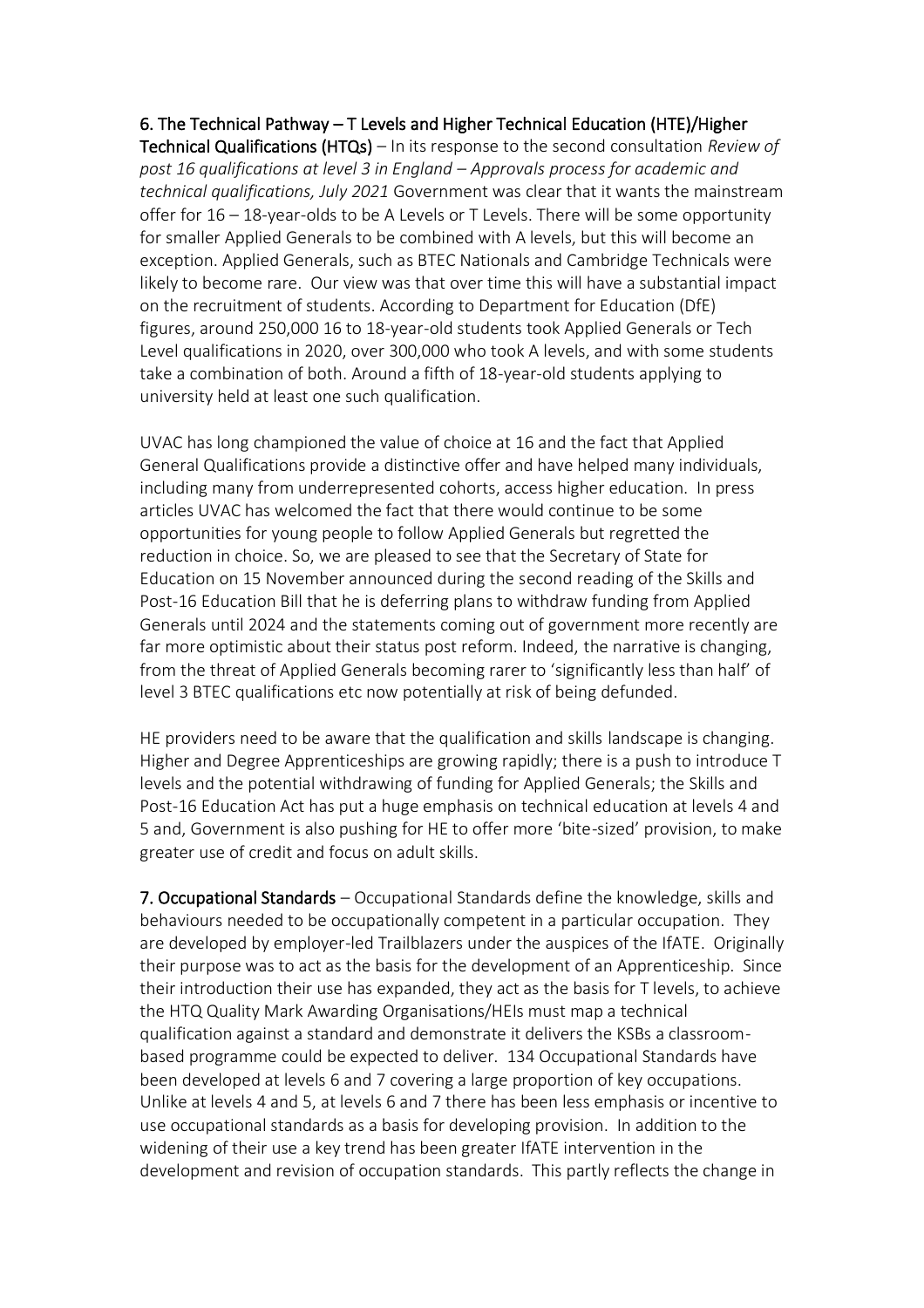**6. The Technical Pathway – T Levels and Higher Technical Education (HTE)/Higher Technical Qualifications (HTQs)** – In its response to the second consultation *Review of post 16 qualifications at level 3 in England – Approvals process for academic and technical qualifications, July 2021* Government was clear that it wants the mainstream offer for 16 – 18-year-olds to be A Levels or T Levels. There will be some opportunity for smaller Applied Generals to be combined with A levels, but this will become an exception. Applied Generals, such as BTEC Nationals and Cambridge Technicals were likely to become rare. Our view was that over time this will have a substantial impact on the recruitment of students. According to Department for Education (DfE) figures, around 250,000 16 to 18-year-old students took Applied Generals or Tech Level qualifications in 2020, over 300,000 who took A levels, and with some students take a combination of both. Around a fifth of 18-year-old students applying to university held at least one such qualification.

UVAC has long championed the value of choice at 16 and the fact that Applied General Qualifications provide a distinctive offer and have helped many individuals, including many from underrepresented cohorts, access higher education. In press articles UVAC has welcomed the fact that there would continue to be some opportunities for young people to follow Applied Generals but regretted the reduction in choice. So, we are pleased to see that the Secretary of State for Education on 15 November announced during the second reading of the Skills and Post-16 Education Bill that he is deferring plans to withdraw funding from Applied Generals until 2024 and the statements coming out of government more recently are far more optimistic about their status post reform. Indeed, the narrative is changing, from the threat of Applied Generals becoming rarer to 'significantly less than half' of level 3 BTEC qualifications etc now potentially at risk of being defunded.

HE providers need to be aware that the qualification and skills landscape is changing. Higher and Degree Apprenticeships are growing rapidly; there is a push to introduce T levels and the potential withdrawing of funding for Applied Generals; the Skills and Post-16 Education Act has put a huge emphasis on technical education at levels 4 and 5 and, Government is also pushing for HE to offer more 'bite-sized' provision, to make greater use of credit and focus on adult skills.

**7. Occupational Standards** – Occupational Standards define the knowledge, skills and behaviours needed to be occupationally competent in a particular occupation. They are developed by employer-led Trailblazers under the auspices of the IfATE. Originally their purpose was to act as the basis for the development of an Apprenticeship. Since their introduction their use has expanded, they act as the basis for T levels, to achieve the HTQ Quality Mark Awarding Organisations/HEIs must map a technical qualification against a standard and demonstrate it delivers the KSBs a classroom-based programme could be expected to deliver. 134 Occupational Standards have been developed at levels 6 and 7 covering a large proportion of key occupations. Unlike at levels 4 and 5, at levels 6 and 7 there has been less emphasis or incentive to use occupational standards as a basis for developing provision. In addition to the widening of their use a key trend has been greater IfATE intervention in the development and revision of occupation standards. This partly reflects the change in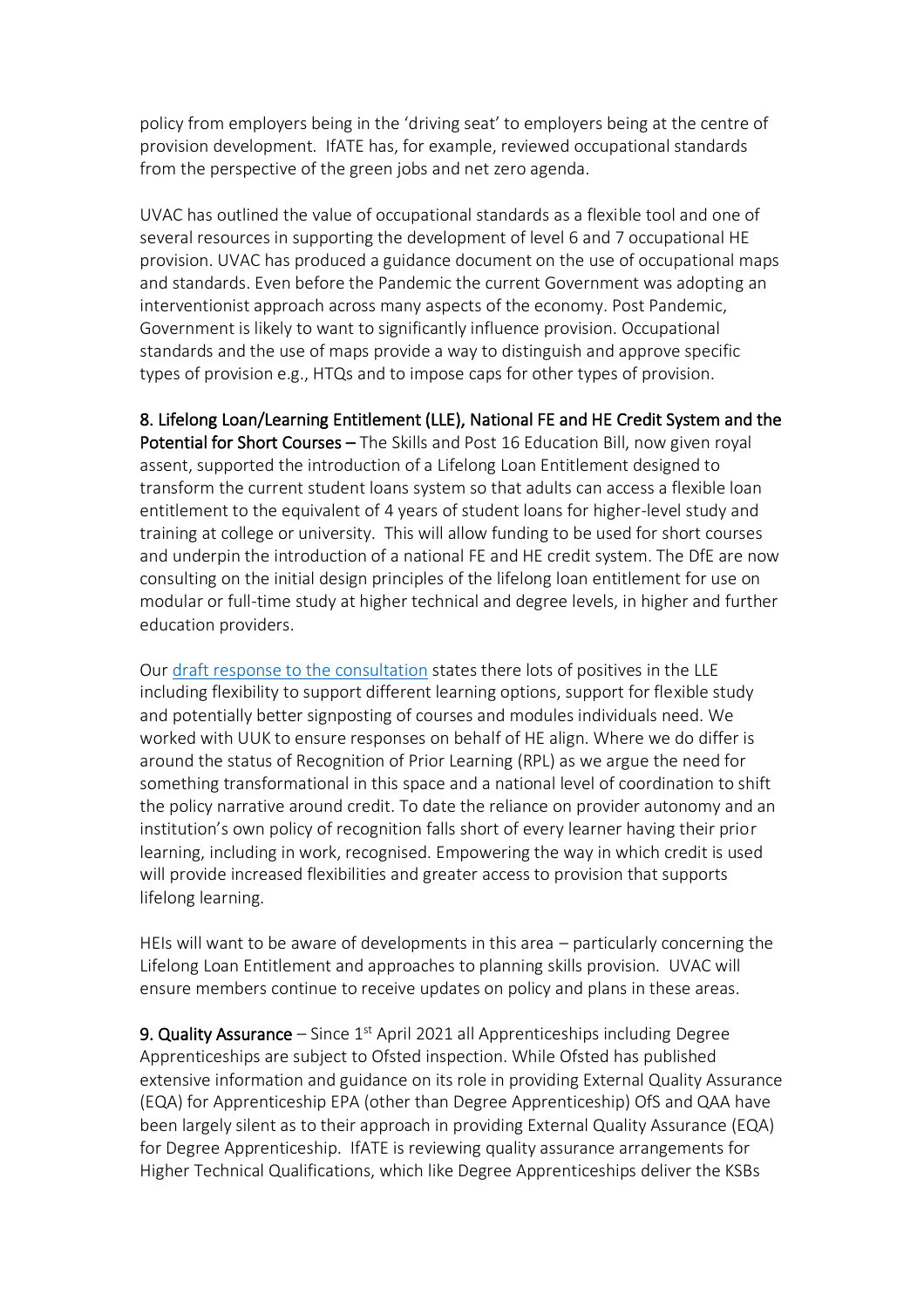policy from employers being in the 'driving seat' to employers being at the centre of provision development. IfATE has, for example, reviewed occupational standards from the perspective of the green jobs and net zero agenda.

UVAC has outlined the value of occupational standards as a flexible tool and one of several resources in supporting the development of level 6 and 7 occupational HE provision. UVAC has produced a guidance document on the use of occupational maps and standards. Even before the Pandemic the current Government was adopting an interventionist approach across many aspects of the economy. Post Pandemic, Government is likely to want to significantly influence provision. Occupational standards and the use of maps provide a way to distinguish and approve specific types of provision e.g., HTQs and to impose caps for other types of provision.

**8. Lifelong Loan/Learning Entitlement (LLE), National FE and HE Credit System and the Potential for Short Courses** – The Skills and Post 16 Education Bill, now given royal assent, supported the introduction of a Lifelong Loan Entitlement designed to transform the current student loans system so that adults can access a flexible loan entitlement to the equivalent of 4 years of student loans for higher-level study and training at college or university. This will allow funding to be used for short courses and underpin the introduction of a national FE and HE credit system. The DfE are now consulting on the initial design principles of the lifelong loan entitlement for use on modular or full-time study at higher technical and degree levels, in higher and further education providers.

Our [draft response to the consultation] states there lots of positives in the LLE including flexibility to support different learning options, support for flexible study and potentially better signposting of courses and modules individuals need. We worked with UUK to ensure responses on behalf of HE align. Where we do differ is around the status of Recognition of Prior Learning (RPL) as we argue the need for something transformational in this space and a national level of coordination to shift the policy narrative around credit. To date the reliance on provider autonomy and an institution's own policy of recognition falls short of every learner having their prior learning, including in work, recognised. Empowering the way in which credit is used will provide increased flexibilities and greater access to provision that supports lifelong learning.

HEIs will want to be aware of developments in this area – particularly concerning the Lifelong Loan Entitlement and approaches to planning skills provision. UVAC will ensure members continue to receive updates on policy and plans in these areas.

**9. Quality Assurance** – Since 1st April 2021 all Apprenticeships including Degree Apprenticeships are subject to Ofsted inspection. While Ofsted has published extensive information and guidance on its role in providing External Quality Assurance (EQA) for Apprenticeship EPA (other than Degree Apprenticeship) OfS and QAA have been largely silent as to their approach in providing External Quality Assurance (EQA) for Degree Apprenticeship. IfATE is reviewing quality assurance arrangements for Higher Technical Qualifications, which like Degree Apprenticeships deliver the KSBs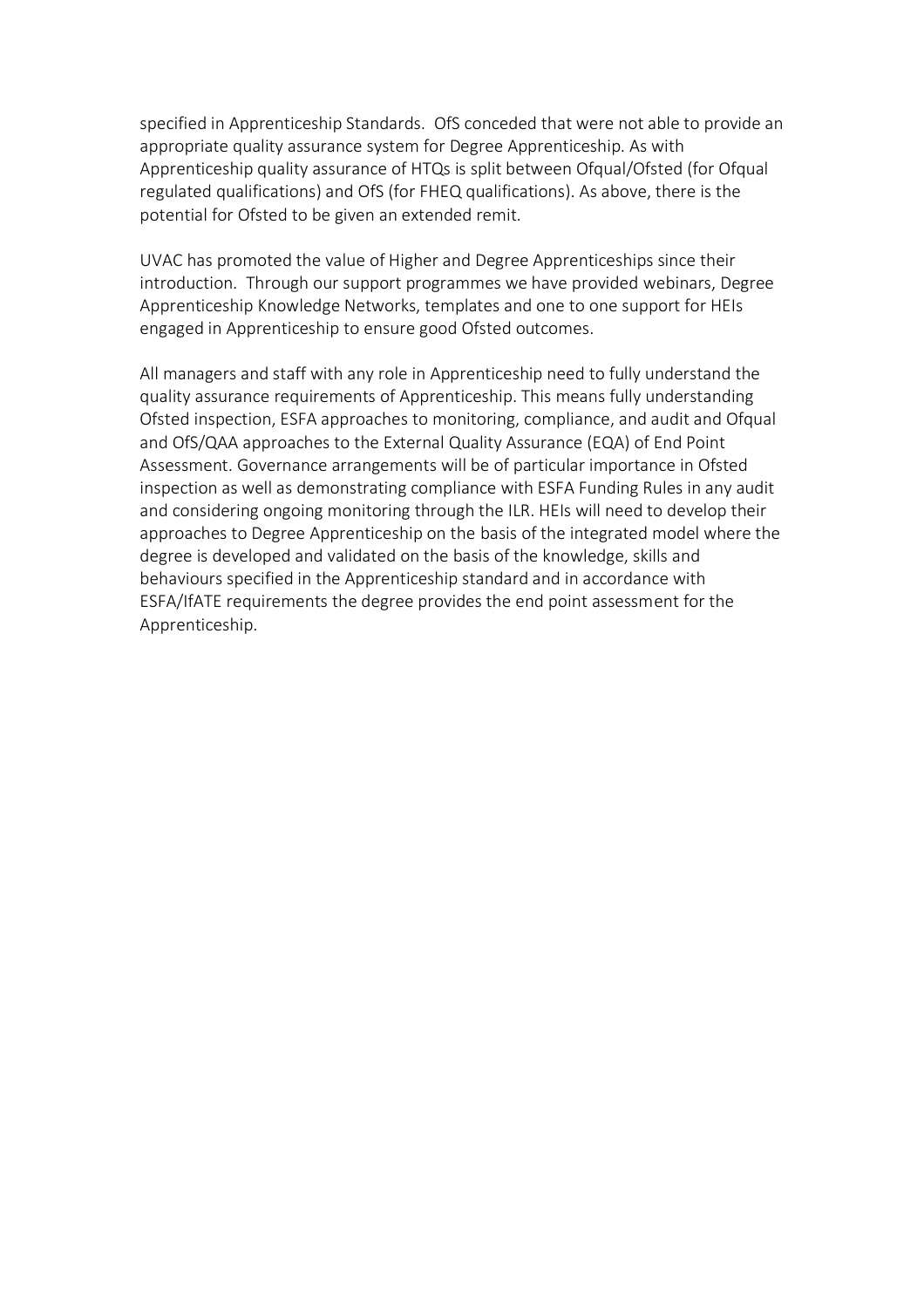specified in Apprenticeship Standards. OfS conceded that were not able to provide an appropriate quality assurance system for Degree Apprenticeship. As with Apprenticeship quality assurance of HTQs is split between Ofqual/Ofsted (for Ofqual regulated qualifications) and OfS (for FHEQ qualifications). As above, there is the potential for Ofsted to be given an extended remit.

UVAC has promoted the value of Higher and Degree Apprenticeships since their introduction. Through our support programmes we have provided webinars, Degree Apprenticeship Knowledge Networks, templates and one to one support for HEIs engaged in Apprenticeship to ensure good Ofsted outcomes.

All managers and staff with any role in Apprenticeship need to fully understand the quality assurance requirements of Apprenticeship. This means fully understanding Ofsted inspection, ESFA approaches to monitoring, compliance, and audit and Ofqual and OfS/QAA approaches to the External Quality Assurance (EQA) of End Point Assessment. Governance arrangements will be of particular importance in Ofsted inspection as well as demonstrating compliance with ESFA Funding Rules in any audit and considering ongoing monitoring through the ILR. HEIs will need to develop their approaches to Degree Apprenticeship on the basis of the integrated model where the degree is developed and validated on the basis of the knowledge, skills and behaviours specified in the Apprenticeship standard and in accordance with ESFA/IfATE requirements the degree provides the end point assessment for the Apprenticeship.